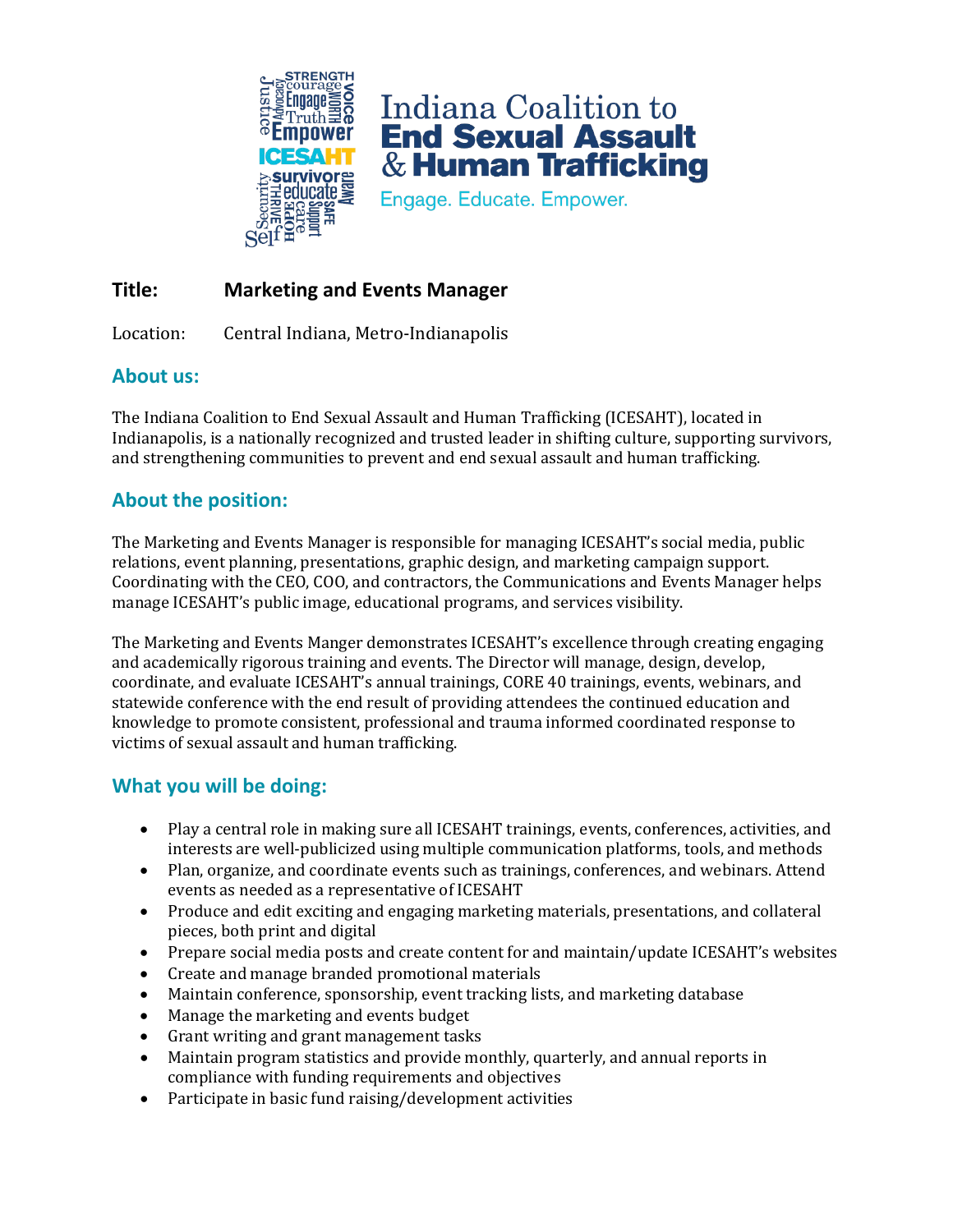Indiana Coalition to
**End Sexual Assault & Human Trafficking**

Engage. Educate. Empower.

**Title:** **Marketing and Events Manager**

Location: Central Indiana, Metro-Indianapolis

## About us:

The Indiana Coalition to End Sexual Assault and Human Trafficking (ICESAHT), located in Indianapolis, is a nationally recognized and trusted leader in shifting culture, supporting survivors, and strengthening communities to prevent and end sexual assault and human trafficking.

## About the position:

The Marketing and Events Manager is responsible for managing ICESAHT's social media, public relations, event planning, presentations, graphic design, and marketing campaign support. Coordinating with the CEO, COO, and contractors, the Communications and Events Manager helps manage ICESAHT's public image, educational programs, and services visibility.

The Marketing and Events Manger demonstrates ICESAHT's excellence through creating engaging and academically rigorous training and events. The Director will manage, design, develop, coordinate, and evaluate ICESAHT's annual trainings, CORE 40 trainings, events, webinars, and statewide conference with the end result of providing attendees the continued education and knowledge to promote consistent, professional and trauma informed coordinated response to victims of sexual assault and human trafficking.

## What you will be doing:

- Play a central role in making sure all ICESAHT trainings, events, conferences, activities, and interests are well-publicized using multiple communication platforms, tools, and methods
- Plan, organize, and coordinate events such as trainings, conferences, and webinars. Attend events as needed as a representative of ICESAHT
- Produce and edit exciting and engaging marketing materials, presentations, and collateral pieces, both print and digital
- Prepare social media posts and create content for and maintain/update ICESAHT's websites
- Create and manage branded promotional materials
- Maintain conference, sponsorship, event tracking lists, and marketing database
- Manage the marketing and events budget
- Grant writing and grant management tasks
- Maintain program statistics and provide monthly, quarterly, and annual reports in compliance with funding requirements and objectives
- Participate in basic fund raising/development activities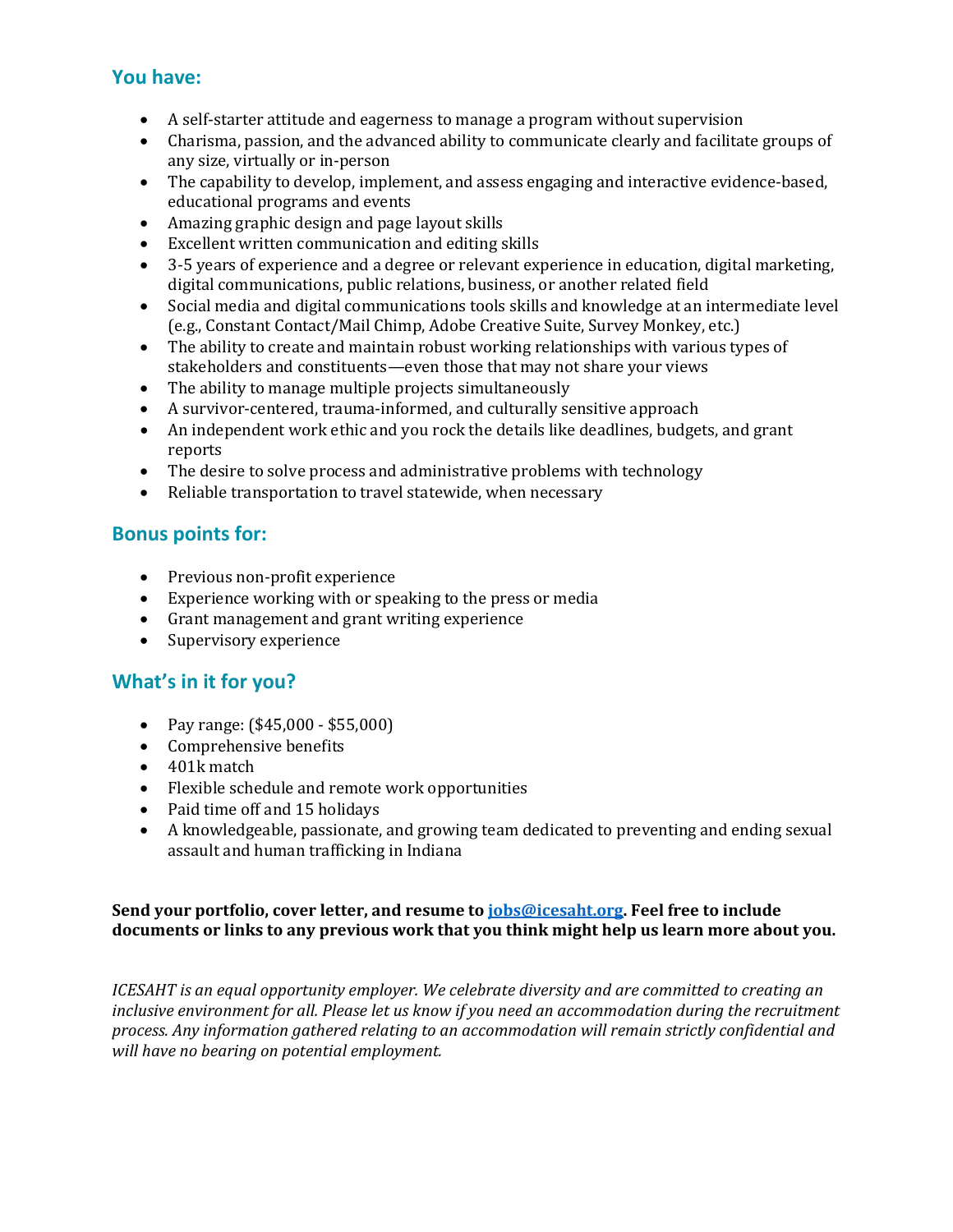## You have:

- A self-starter attitude and eagerness to manage a program without supervision
- Charisma, passion, and the advanced ability to communicate clearly and facilitate groups of any size, virtually or in-person
- The capability to develop, implement, and assess engaging and interactive evidence-based, educational programs and events
- Amazing graphic design and page layout skills
- Excellent written communication and editing skills
- 3-5 years of experience and a degree or relevant experience in education, digital marketing, digital communications, public relations, business, or another related field
- Social media and digital communications tools skills and knowledge at an intermediate level (e.g., Constant Contact/Mail Chimp, Adobe Creative Suite, Survey Monkey, etc.)
- The ability to create and maintain robust working relationships with various types of stakeholders and constituents—even those that may not share your views
- The ability to manage multiple projects simultaneously
- A survivor-centered, trauma-informed, and culturally sensitive approach
- An independent work ethic and you rock the details like deadlines, budgets, and grant reports
- The desire to solve process and administrative problems with technology
- Reliable transportation to travel statewide, when necessary

## Bonus points for:

- Previous non-profit experience
- Experience working with or speaking to the press or media
- Grant management and grant writing experience
- Supervisory experience

## What's in it for you?

- Pay range: ($45,000 - $55,000)
- Comprehensive benefits
- 401k match
- Flexible schedule and remote work opportunities
- Paid time off and 15 holidays
- A knowledgeable, passionate, and growing team dedicated to preventing and ending sexual assault and human trafficking in Indiana

**Send your portfolio, cover letter, and resume to [jobs@icesaht.org](mailto:jobs@icesaht.org). Feel free to include documents or links to any previous work that you think might help us learn more about you.**

*ICESAHT is an equal opportunity employer. We celebrate diversity and are committed to creating an inclusive environment for all. Please let us know if you need an accommodation during the recruitment process. Any information gathered relating to an accommodation will remain strictly confidential and will have no bearing on potential employment.*